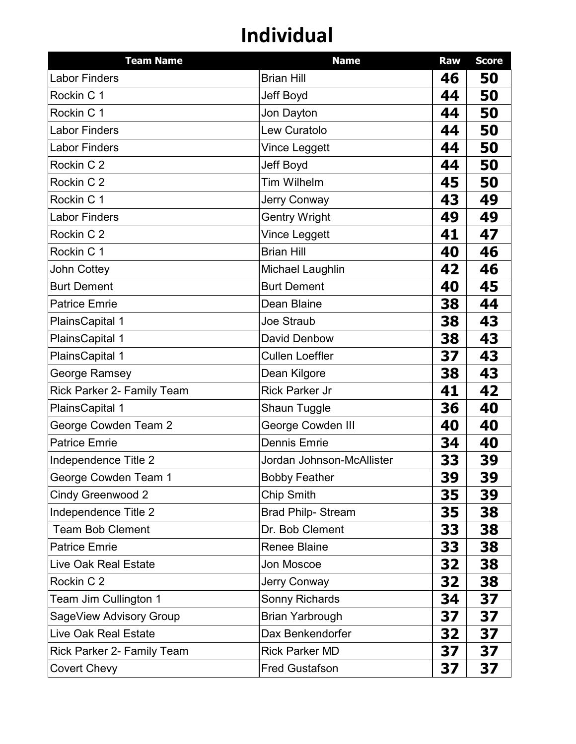# Individual

| Team Name | Name | Raw | Score |
|---|---|---|---|
| Labor Finders | Brian Hill | **46** | **50** |
| Rockin C 1 | Jeff Boyd | **44** | **50** |
| Rockin C 1 | Jon Dayton | **44** | **50** |
| Labor Finders | Lew Curatolo | **44** | **50** |
| Labor Finders | Vince Leggett | **44** | **50** |
| Rockin C 2 | Jeff Boyd | **44** | **50** |
| Rockin C 2 | Tim Wilhelm | **45** | **50** |
| Rockin C 1 | Jerry Conway | **43** | **49** |
| Labor Finders | Gentry Wright | **49** | **49** |
| Rockin C 2 | Vince Leggett | **41** | **47** |
| Rockin C 1 | Brian Hill | **40** | **46** |
| John Cottey | Michael Laughlin | **42** | **46** |
| Burt Dement | Burt Dement | **40** | **45** |
| Patrice Emrie | Dean Blaine | **38** | **44** |
| PlainsCapital 1 | Joe Straub | **38** | **43** |
| PlainsCapital 1 | David Denbow | **38** | **43** |
| PlainsCapital 1 | Cullen Loeffler | **37** | **43** |
| George Ramsey | Dean Kilgore | **38** | **43** |
| Rick Parker 2- Family Team | Rick Parker Jr | **41** | **42** |
| PlainsCapital 1 | Shaun Tuggle | **36** | **40** |
| George Cowden Team 2 | George Cowden III | **40** | **40** |
| Patrice Emrie | Dennis Emrie | **34** | **40** |
| Independence Title 2 | Jordan Johnson-McAllister | **33** | **39** |
| George Cowden Team 1 | Bobby Feather | **39** | **39** |
| Cindy Greenwood 2 | Chip Smith | **35** | **39** |
| Independence Title 2 | Brad Philp- Stream | **35** | **38** |
| Team Bob Clement | Dr. Bob Clement | **33** | **38** |
| Patrice Emrie | Renee Blaine | **33** | **38** |
| Live Oak Real Estate | Jon Moscoe | **32** | **38** |
| Rockin C 2 | Jerry Conway | **32** | **38** |
| Team Jim Cullington 1 | Sonny Richards | **34** | **37** |
| SageView Advisory Group | Brian Yarbrough | **37** | **37** |
| Live Oak Real Estate | Dax Benkendorfer | **32** | **37** |
| Rick Parker 2- Family Team | Rick Parker MD | **37** | **37** |
| Covert Chevy | Fred Gustafson | **37** | **37** |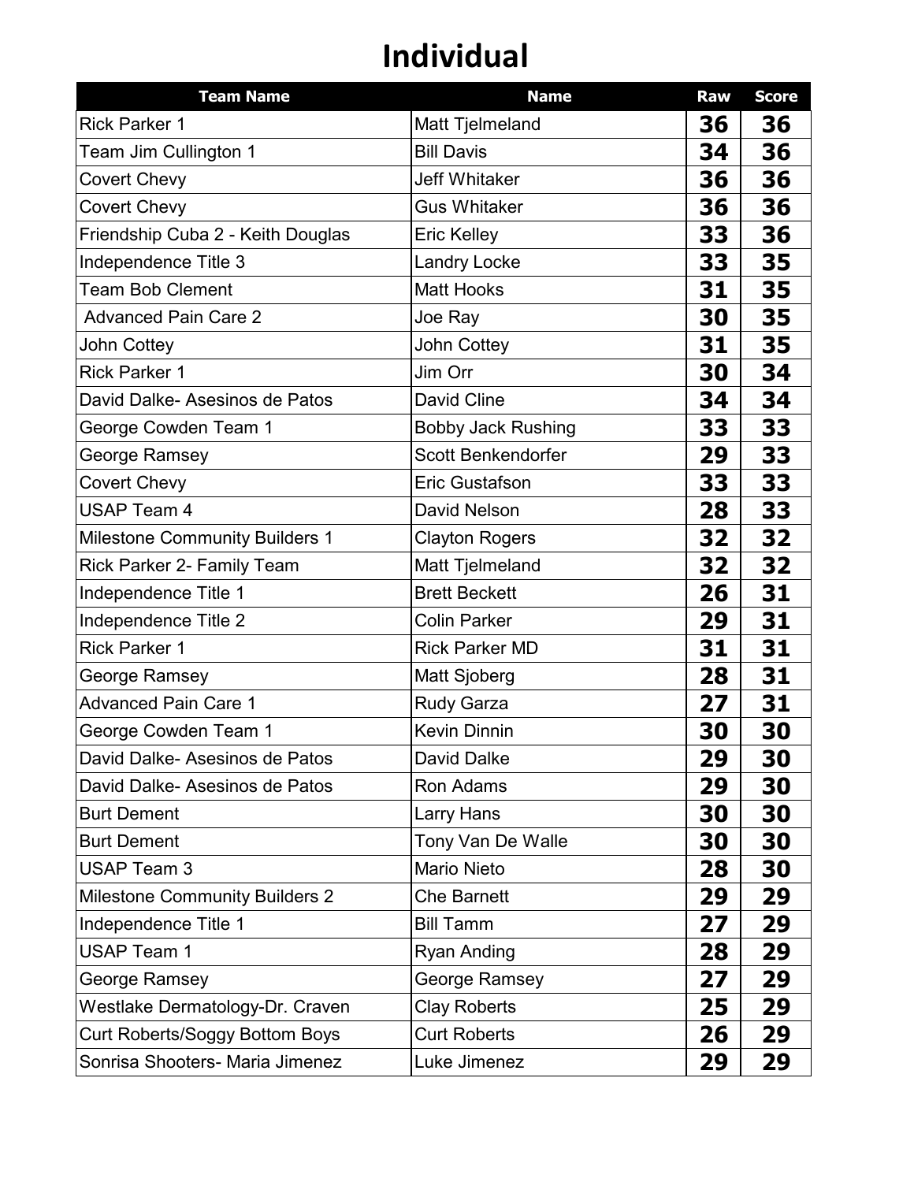# Individual

| Team Name | Name | Raw | Score |
|---|---|---|---|
| Rick Parker 1 | Matt Tjelmeland | **36** | **36** |
| Team Jim Cullington 1 | Bill Davis | **34** | **36** |
| Covert Chevy | Jeff Whitaker | **36** | **36** |
| Covert Chevy | Gus Whitaker | **36** | **36** |
| Friendship Cuba 2 - Keith Douglas | Eric Kelley | **33** | **36** |
| Independence Title 3 | Landry Locke | **33** | **35** |
| Team Bob Clement | Matt Hooks | **31** | **35** |
| Advanced Pain Care 2 | Joe Ray | **30** | **35** |
| John Cottey | John Cottey | **31** | **35** |
| Rick Parker 1 | Jim Orr | **30** | **34** |
| David Dalke- Asesinos de Patos | David Cline | **34** | **34** |
| George Cowden Team 1 | Bobby Jack Rushing | **33** | **33** |
| George Ramsey | Scott Benkendorfer | **29** | **33** |
| Covert Chevy | Eric Gustafson | **33** | **33** |
| USAP Team 4 | David Nelson | **28** | **33** |
| Milestone Community Builders 1 | Clayton Rogers | **32** | **32** |
| Rick Parker 2- Family Team | Matt Tjelmeland | **32** | **32** |
| Independence Title 1 | Brett Beckett | **26** | **31** |
| Independence Title 2 | Colin Parker | **29** | **31** |
| Rick Parker 1 | Rick Parker MD | **31** | **31** |
| George Ramsey | Matt Sjoberg | **28** | **31** |
| Advanced Pain Care 1 | Rudy Garza | **27** | **31** |
| George Cowden Team 1 | Kevin Dinnin | **30** | **30** |
| David Dalke- Asesinos de Patos | David Dalke | **29** | **30** |
| David Dalke- Asesinos de Patos | Ron Adams | **29** | **30** |
| Burt Dement | Larry Hans | **30** | **30** |
| Burt Dement | Tony Van De Walle | **30** | **30** |
| USAP Team 3 | Mario Nieto | **28** | **30** |
| Milestone Community Builders 2 | Che Barnett | **29** | **29** |
| Independence Title 1 | Bill Tamm | **27** | **29** |
| USAP Team 1 | Ryan Anding | **28** | **29** |
| George Ramsey | George Ramsey | **27** | **29** |
| Westlake Dermatology-Dr. Craven | Clay Roberts | **25** | **29** |
| Curt Roberts/Soggy Bottom Boys | Curt Roberts | **26** | **29** |
| Sonrisa Shooters- Maria Jimenez | Luke Jimenez | **29** | **29** |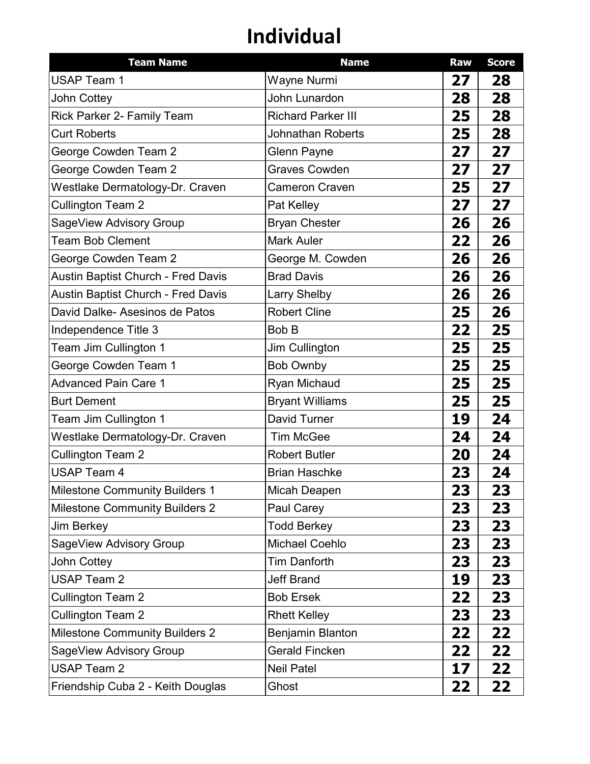# Individual

| Team Name | Name | Raw | Score |
|---|---|---|---|
| USAP Team 1 | Wayne Nurmi | 27 | 28 |
| John Cottey | John Lunardon | 28 | 28 |
| Rick Parker 2- Family Team | Richard Parker III | 25 | 28 |
| Curt Roberts | Johnathan Roberts | 25 | 28 |
| George Cowden Team 2 | Glenn Payne | 27 | 27 |
| George Cowden Team 2 | Graves Cowden | 27 | 27 |
| Westlake Dermatology-Dr. Craven | Cameron Craven | 25 | 27 |
| Cullington Team 2 | Pat Kelley | 27 | 27 |
| SageView Advisory Group | Bryan Chester | 26 | 26 |
| Team Bob Clement | Mark Auler | 22 | 26 |
| George Cowden Team 2 | George M. Cowden | 26 | 26 |
| Austin Baptist Church - Fred Davis | Brad Davis | 26 | 26 |
| Austin Baptist Church - Fred Davis | Larry Shelby | 26 | 26 |
| David Dalke- Asesinos de Patos | Robert Cline | 25 | 26 |
| Independence Title 3 | Bob B | 22 | 25 |
| Team Jim Cullington 1 | Jim Cullington | 25 | 25 |
| George Cowden Team 1 | Bob Ownby | 25 | 25 |
| Advanced Pain Care 1 | Ryan Michaud | 25 | 25 |
| Burt Dement | Bryant Williams | 25 | 25 |
| Team Jim Cullington 1 | David Turner | 19 | 24 |
| Westlake Dermatology-Dr. Craven | Tim McGee | 24 | 24 |
| Cullington Team 2 | Robert Butler | 20 | 24 |
| USAP Team 4 | Brian Haschke | 23 | 24 |
| Milestone Community Builders 1 | Micah Deapen | 23 | 23 |
| Milestone Community Builders 2 | Paul Carey | 23 | 23 |
| Jim Berkey | Todd Berkey | 23 | 23 |
| SageView Advisory Group | Michael Coehlo | 23 | 23 |
| John Cottey | Tim Danforth | 23 | 23 |
| USAP Team 2 | Jeff Brand | 19 | 23 |
| Cullington Team 2 | Bob Ersek | 22 | 23 |
| Cullington Team 2 | Rhett Kelley | 23 | 23 |
| Milestone Community Builders 2 | Benjamin Blanton | 22 | 22 |
| SageView Advisory Group | Gerald Fincken | 22 | 22 |
| USAP Team 2 | Neil Patel | 17 | 22 |
| Friendship Cuba 2 - Keith Douglas | Ghost | 22 | 22 |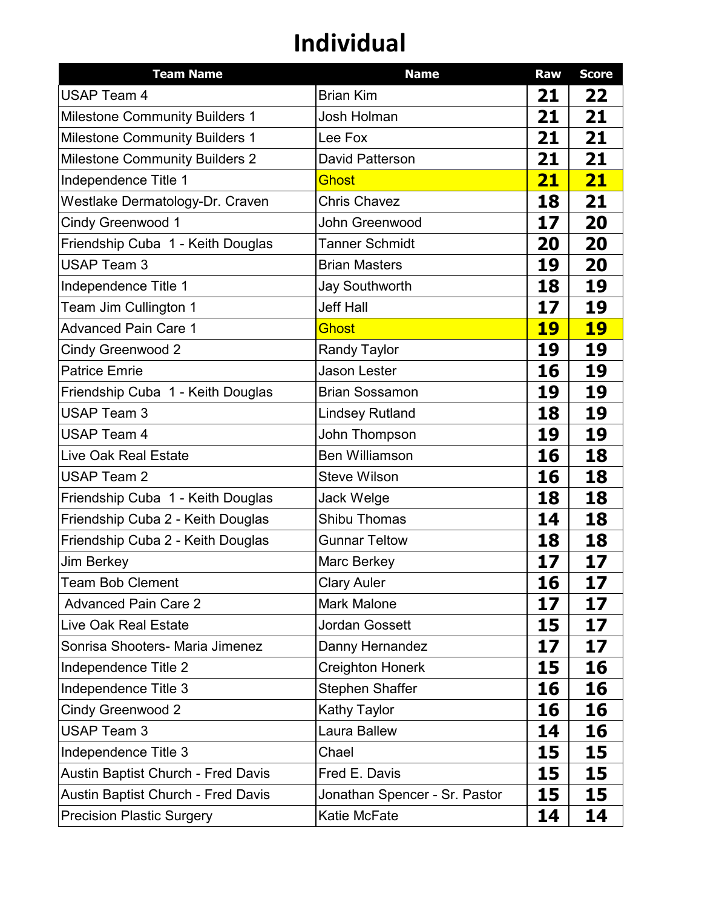# Individual

| Team Name | Name | Raw | Score |
|---|---|---|---|
| USAP Team 4 | Brian Kim | 21 | 22 |
| Milestone Community Builders 1 | Josh Holman | 21 | 21 |
| Milestone Community Builders 1 | Lee Fox | 21 | 21 |
| Milestone Community Builders 2 | David Patterson | 21 | 21 |
| Independence Title 1 | Ghost | 21 | 21 |
| Westlake Dermatology-Dr. Craven | Chris Chavez | 18 | 21 |
| Cindy Greenwood 1 | John Greenwood | 17 | 20 |
| Friendship Cuba 1 - Keith Douglas | Tanner Schmidt | 20 | 20 |
| USAP Team 3 | Brian Masters | 19 | 20 |
| Independence Title 1 | Jay Southworth | 18 | 19 |
| Team Jim Cullington 1 | Jeff Hall | 17 | 19 |
| Advanced Pain Care 1 | Ghost | 19 | 19 |
| Cindy Greenwood 2 | Randy Taylor | 19 | 19 |
| Patrice Emrie | Jason Lester | 16 | 19 |
| Friendship Cuba 1 - Keith Douglas | Brian Sossamon | 19 | 19 |
| USAP Team 3 | Lindsey Rutland | 18 | 19 |
| USAP Team 4 | John Thompson | 19 | 19 |
| Live Oak Real Estate | Ben Williamson | 16 | 18 |
| USAP Team 2 | Steve Wilson | 16 | 18 |
| Friendship Cuba 1 - Keith Douglas | Jack Welge | 18 | 18 |
| Friendship Cuba 2 - Keith Douglas | Shibu Thomas | 14 | 18 |
| Friendship Cuba 2 - Keith Douglas | Gunnar Teltow | 18 | 18 |
| Jim Berkey | Marc Berkey | 17 | 17 |
| Team Bob Clement | Clary Auler | 16 | 17 |
| Advanced Pain Care 2 | Mark Malone | 17 | 17 |
| Live Oak Real Estate | Jordan Gossett | 15 | 17 |
| Sonrisa Shooters- Maria Jimenez | Danny Hernandez | 17 | 17 |
| Independence Title 2 | Creighton Honerk | 15 | 16 |
| Independence Title 3 | Stephen Shaffer | 16 | 16 |
| Cindy Greenwood 2 | Kathy Taylor | 16 | 16 |
| USAP Team 3 | Laura Ballew | 14 | 16 |
| Independence Title 3 | Chael | 15 | 15 |
| Austin Baptist Church - Fred Davis | Fred E. Davis | 15 | 15 |
| Austin Baptist Church - Fred Davis | Jonathan Spencer - Sr. Pastor | 15 | 15 |
| Precision Plastic Surgery | Katie McFate | 14 | 14 |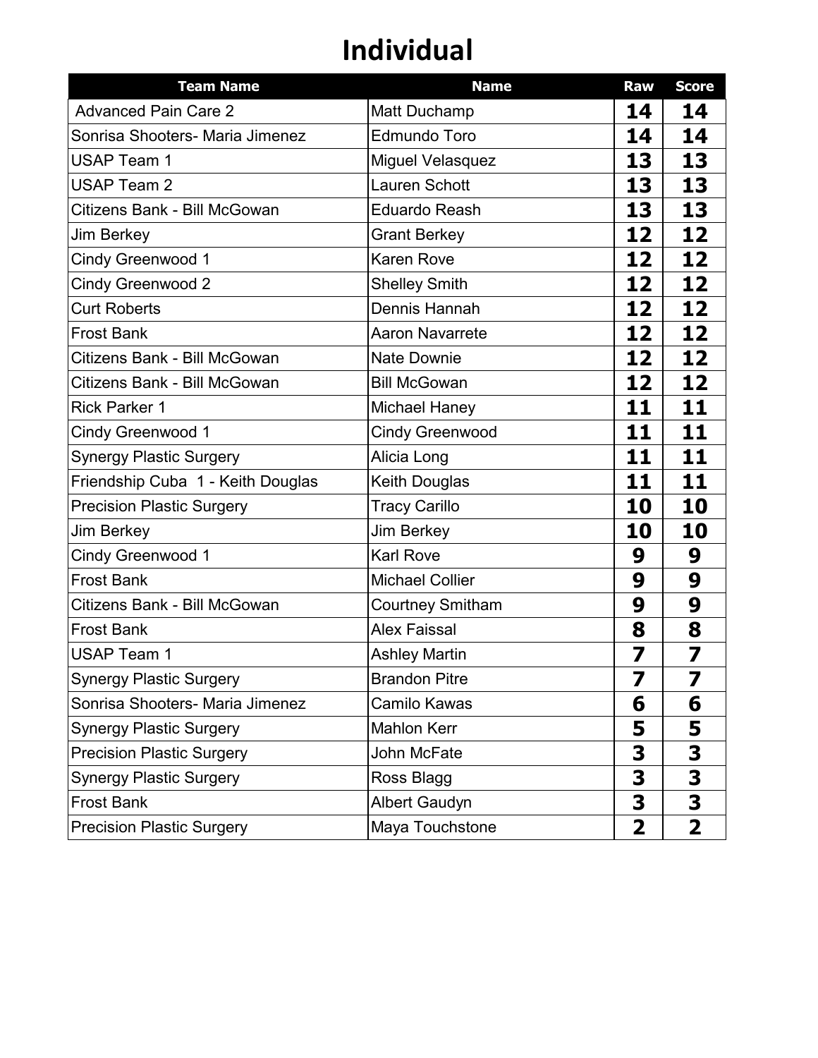# Individual

| Team Name | Name | Raw | Score |
|---|---|---|---|
| Advanced Pain Care 2 | Matt Duchamp | 14 | 14 |
| Sonrisa Shooters- Maria Jimenez | Edmundo Toro | 14 | 14 |
| USAP Team 1 | Miguel Velasquez | 13 | 13 |
| USAP Team 2 | Lauren Schott | 13 | 13 |
| Citizens Bank - Bill McGowan | Eduardo Reash | 13 | 13 |
| Jim Berkey | Grant Berkey | 12 | 12 |
| Cindy Greenwood 1 | Karen Rove | 12 | 12 |
| Cindy Greenwood 2 | Shelley Smith | 12 | 12 |
| Curt Roberts | Dennis Hannah | 12 | 12 |
| Frost Bank | Aaron Navarrete | 12 | 12 |
| Citizens Bank - Bill McGowan | Nate Downie | 12 | 12 |
| Citizens Bank - Bill McGowan | Bill McGowan | 12 | 12 |
| Rick Parker 1 | Michael Haney | 11 | 11 |
| Cindy Greenwood 1 | Cindy Greenwood | 11 | 11 |
| Synergy Plastic Surgery | Alicia Long | 11 | 11 |
| Friendship Cuba 1 - Keith Douglas | Keith Douglas | 11 | 11 |
| Precision Plastic Surgery | Tracy Carillo | 10 | 10 |
| Jim Berkey | Jim Berkey | 10 | 10 |
| Cindy Greenwood 1 | Karl Rove | 9 | 9 |
| Frost Bank | Michael Collier | 9 | 9 |
| Citizens Bank - Bill McGowan | Courtney Smitham | 9 | 9 |
| Frost Bank | Alex Faissal | 8 | 8 |
| USAP Team 1 | Ashley Martin | 7 | 7 |
| Synergy Plastic Surgery | Brandon Pitre | 7 | 7 |
| Sonrisa Shooters- Maria Jimenez | Camilo Kawas | 6 | 6 |
| Synergy Plastic Surgery | Mahlon Kerr | 5 | 5 |
| Precision Plastic Surgery | John McFate | 3 | 3 |
| Synergy Plastic Surgery | Ross Blagg | 3 | 3 |
| Frost Bank | Albert Gaudyn | 3 | 3 |
| Precision Plastic Surgery | Maya Touchstone | 2 | 2 |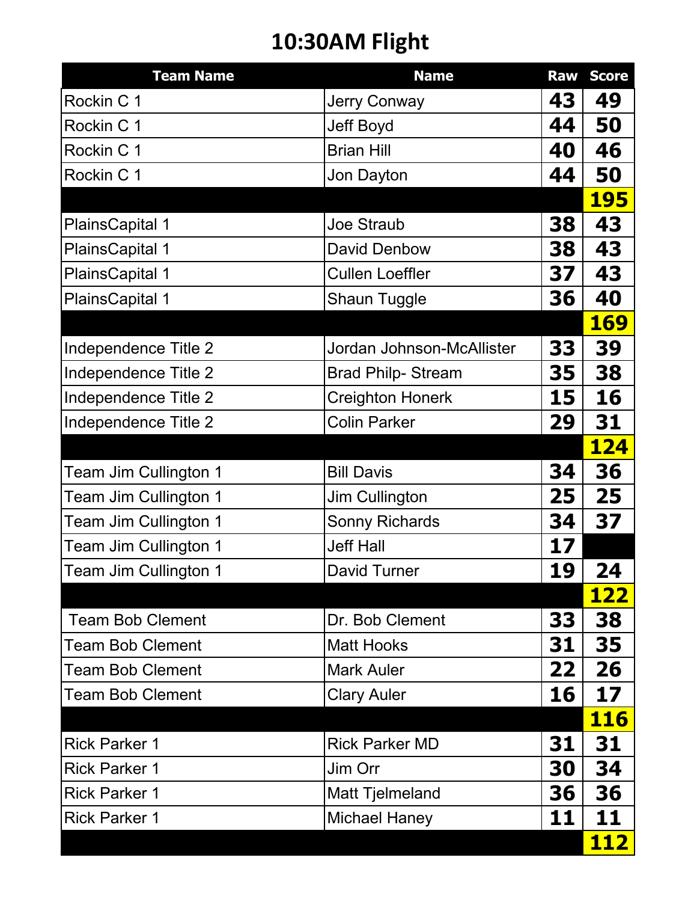# 10:30AM Flight

| Team Name | Name | Raw | Score |
|---|---|---|---|
| Rockin C 1 | Jerry Conway | 43 | 49 |
| Rockin C 1 | Jeff Boyd | 44 | 50 |
| Rockin C 1 | Brian Hill | 40 | 46 |
| Rockin C 1 | Jon Dayton | 44 | 50 |
| | | | 195 |
| PlainsCapital 1 | Joe Straub | 38 | 43 |
| PlainsCapital 1 | David Denbow | 38 | 43 |
| PlainsCapital 1 | Cullen Loeffler | 37 | 43 |
| PlainsCapital 1 | Shaun Tuggle | 36 | 40 |
| | | | 169 |
| Independence Title 2 | Jordan Johnson-McAllister | 33 | 39 |
| Independence Title 2 | Brad Philp- Stream | 35 | 38 |
| Independence Title 2 | Creighton Honerk | 15 | 16 |
| Independence Title 2 | Colin Parker | 29 | 31 |
| | | | 124 |
| Team Jim Cullington 1 | Bill Davis | 34 | 36 |
| Team Jim Cullington 1 | Jim Cullington | 25 | 25 |
| Team Jim Cullington 1 | Sonny Richards | 34 | 37 |
| Team Jim Cullington 1 | Jeff Hall | 17 | |
| Team Jim Cullington 1 | David Turner | 19 | 24 |
| | | | 122 |
| Team Bob Clement | Dr. Bob Clement | 33 | 38 |
| Team Bob Clement | Matt Hooks | 31 | 35 |
| Team Bob Clement | Mark Auler | 22 | 26 |
| Team Bob Clement | Clary Auler | 16 | 17 |
| | | | 116 |
| Rick Parker 1 | Rick Parker MD | 31 | 31 |
| Rick Parker 1 | Jim Orr | 30 | 34 |
| Rick Parker 1 | Matt Tjelmeland | 36 | 36 |
| Rick Parker 1 | Michael Haney | 11 | 11 |
| | | | 112 |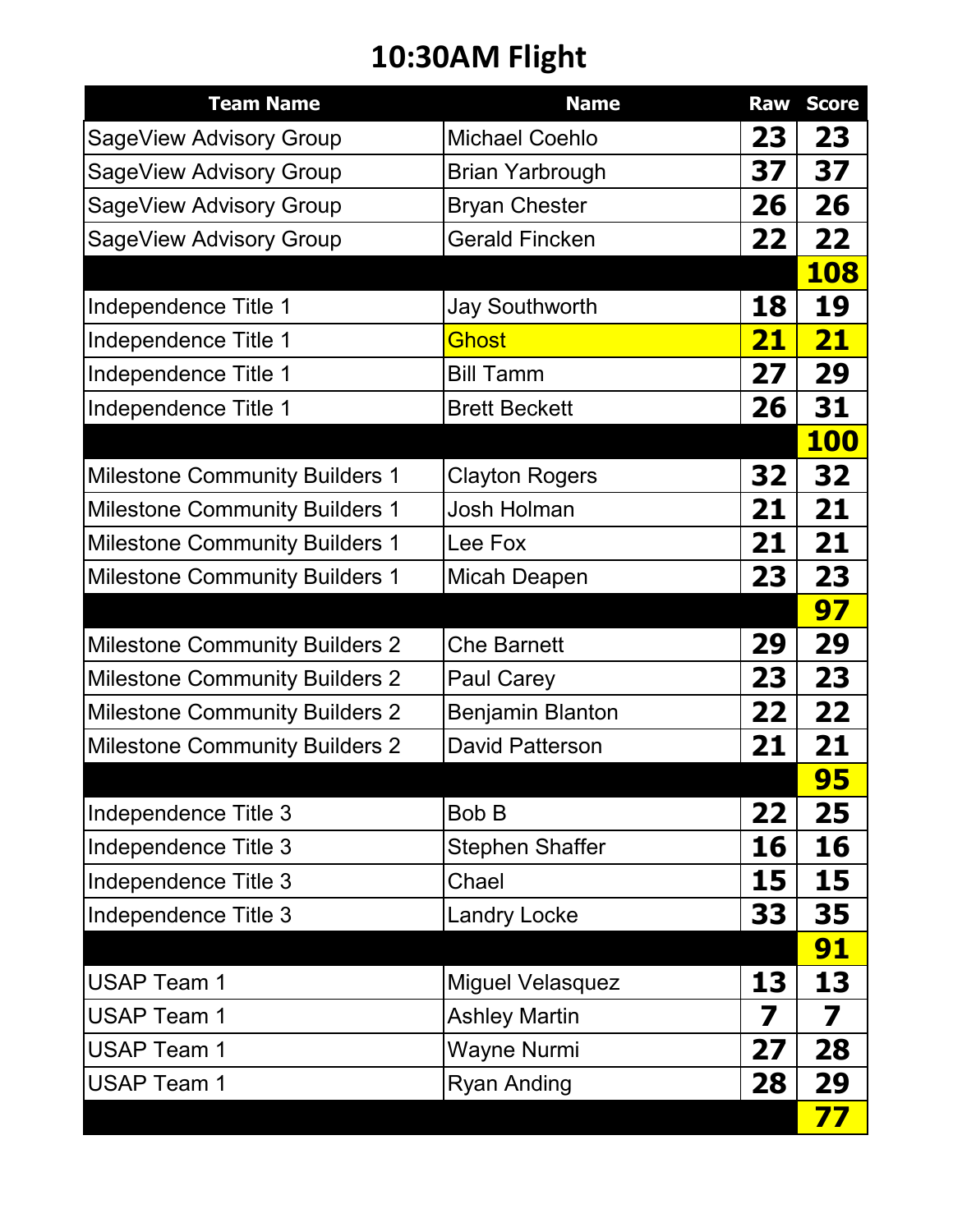# 10:30AM Flight

| Team Name | Name | Raw | Score |
|---|---|---|---|
| SageView Advisory Group | Michael Coehlo | 23 | 23 |
| SageView Advisory Group | Brian Yarbrough | 37 | 37 |
| SageView Advisory Group | Bryan Chester | 26 | 26 |
| SageView Advisory Group | Gerald Fincken | 22 | 22 |
| | | | 108 |
| Independence Title 1 | Jay Southworth | 18 | 19 |
| Independence Title 1 | Ghost | 21 | 21 |
| Independence Title 1 | Bill Tamm | 27 | 29 |
| Independence Title 1 | Brett Beckett | 26 | 31 |
| | | | 100 |
| Milestone Community Builders 1 | Clayton Rogers | 32 | 32 |
| Milestone Community Builders 1 | Josh Holman | 21 | 21 |
| Milestone Community Builders 1 | Lee Fox | 21 | 21 |
| Milestone Community Builders 1 | Micah Deapen | 23 | 23 |
| | | | 97 |
| Milestone Community Builders 2 | Che Barnett | 29 | 29 |
| Milestone Community Builders 2 | Paul Carey | 23 | 23 |
| Milestone Community Builders 2 | Benjamin Blanton | 22 | 22 |
| Milestone Community Builders 2 | David Patterson | 21 | 21 |
| | | | 95 |
| Independence Title 3 | Bob B | 22 | 25 |
| Independence Title 3 | Stephen Shaffer | 16 | 16 |
| Independence Title 3 | Chael | 15 | 15 |
| Independence Title 3 | Landry Locke | 33 | 35 |
| | | | 91 |
| USAP Team 1 | Miguel Velasquez | 13 | 13 |
| USAP Team 1 | Ashley Martin | 7 | 7 |
| USAP Team 1 | Wayne Nurmi | 27 | 28 |
| USAP Team 1 | Ryan Anding | 28 | 29 |
| | | | 77 |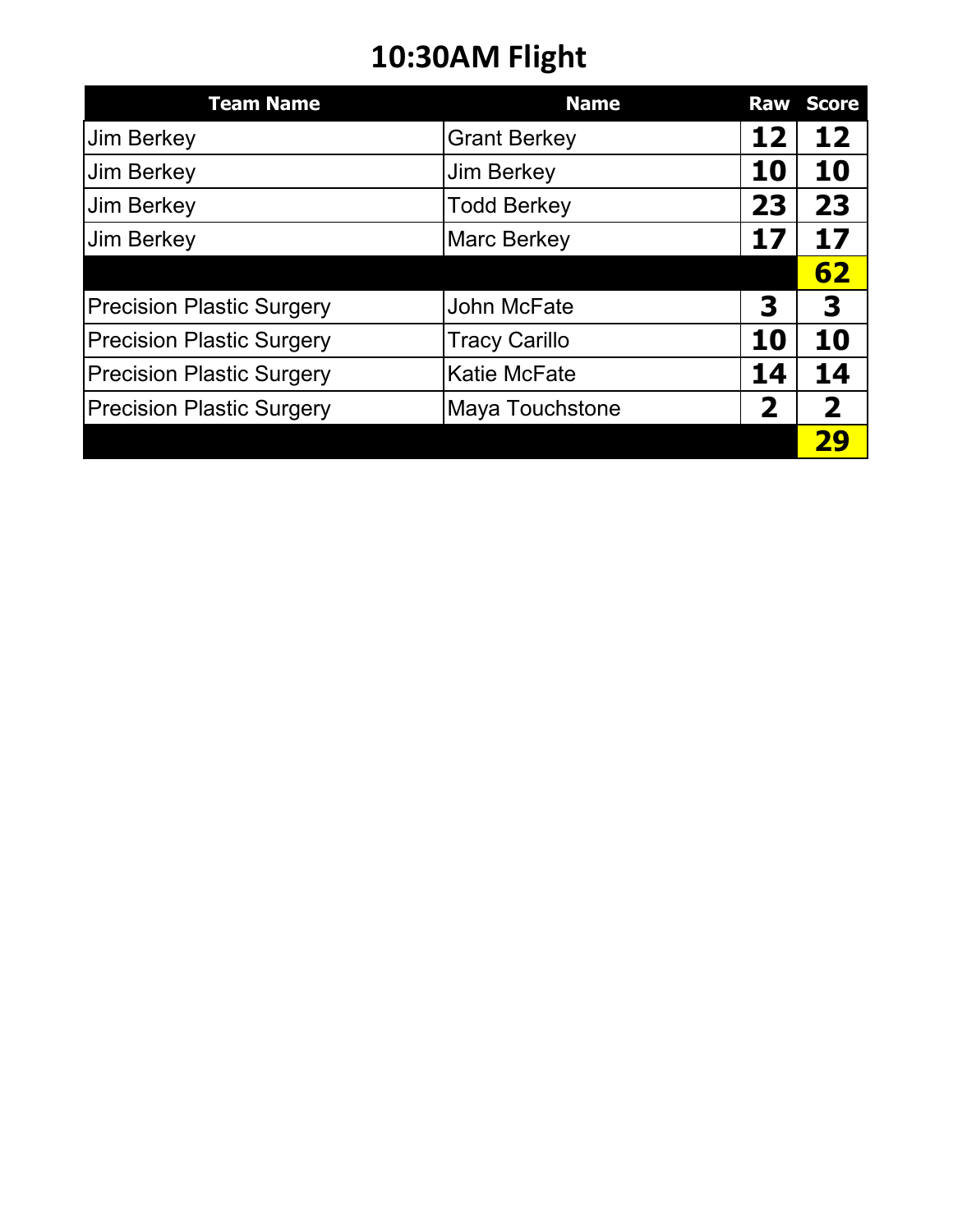# 10:30AM Flight

| Team Name | Name | Raw | Score |
| --- | --- | --- | --- |
| Jim Berkey | Grant Berkey | 12 | 12 |
| Jim Berkey | Jim Berkey | 10 | 10 |
| Jim Berkey | Todd Berkey | 23 | 23 |
| Jim Berkey | Marc Berkey | 17 | 17 |
| | | | **62** |
| Precision Plastic Surgery | John McFate | 3 | 3 |
| Precision Plastic Surgery | Tracy Carillo | 10 | 10 |
| Precision Plastic Surgery | Katie McFate | 14 | 14 |
| Precision Plastic Surgery | Maya Touchstone | 2 | 2 |
| | | | **29** |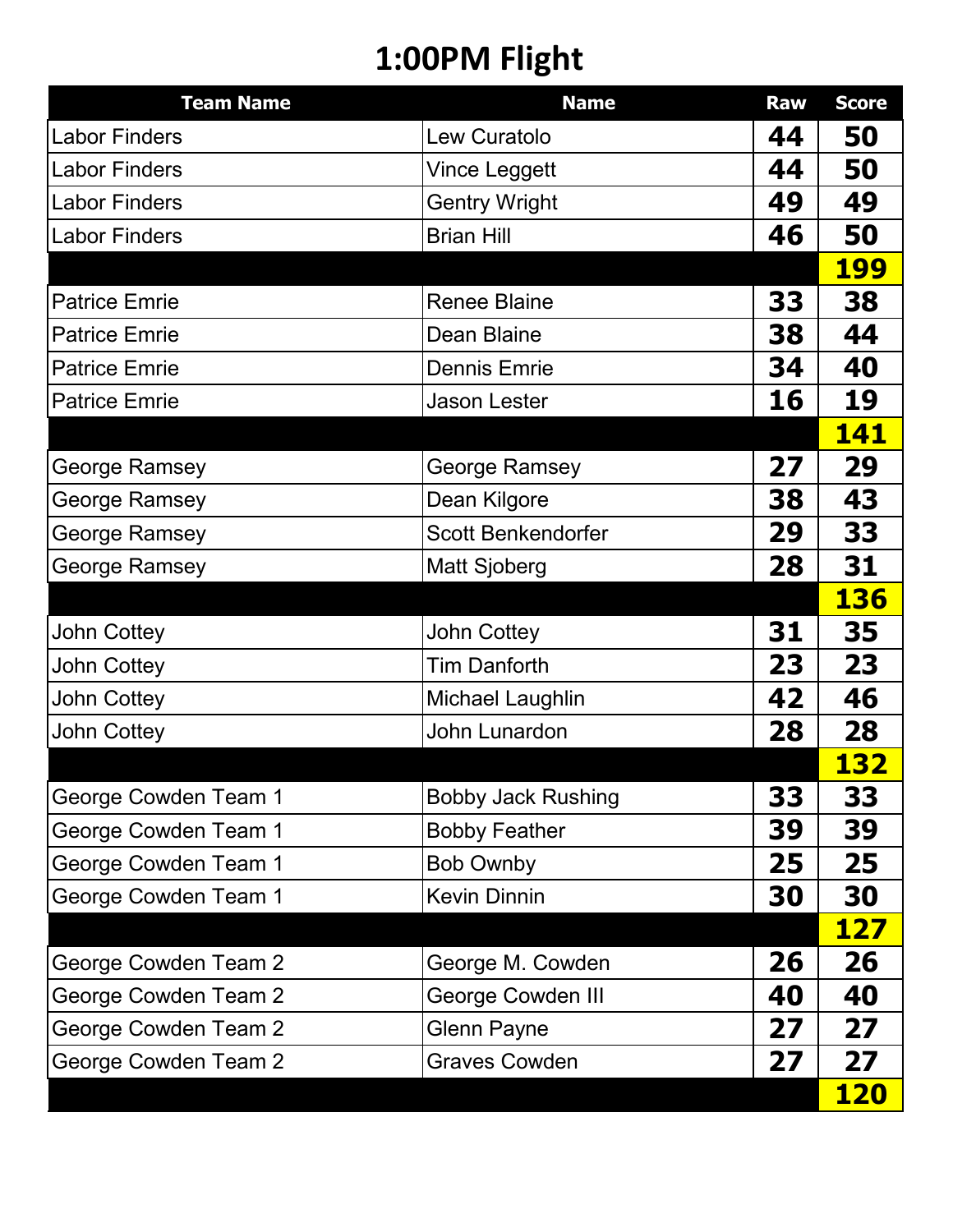# 1:00PM Flight

| Team Name | Name | Raw | Score |
|---|---|---|---|
| Labor Finders | Lew Curatolo | **44** | **50** |
| Labor Finders | Vince Leggett | **44** | **50** |
| Labor Finders | Gentry Wright | **49** | **49** |
| Labor Finders | Brian Hill | **46** | **50** |
| | | | **199** |
| Patrice Emrie | Renee Blaine | **33** | **38** |
| Patrice Emrie | Dean Blaine | **38** | **44** |
| Patrice Emrie | Dennis Emrie | **34** | **40** |
| Patrice Emrie | Jason Lester | **16** | **19** |
| | | | **141** |
| George Ramsey | George Ramsey | **27** | **29** |
| George Ramsey | Dean Kilgore | **38** | **43** |
| George Ramsey | Scott Benkendorfer | **29** | **33** |
| George Ramsey | Matt Sjoberg | **28** | **31** |
| | | | **136** |
| John Cottey | John Cottey | **31** | **35** |
| John Cottey | Tim Danforth | **23** | **23** |
| John Cottey | Michael Laughlin | **42** | **46** |
| John Cottey | John Lunardon | **28** | **28** |
| | | | **132** |
| George Cowden Team 1 | Bobby Jack Rushing | **33** | **33** |
| George Cowden Team 1 | Bobby Feather | **39** | **39** |
| George Cowden Team 1 | Bob Ownby | **25** | **25** |
| George Cowden Team 1 | Kevin Dinnin | **30** | **30** |
| | | | **127** |
| George Cowden Team 2 | George M. Cowden | **26** | **26** |
| George Cowden Team 2 | George Cowden III | **40** | **40** |
| George Cowden Team 2 | Glenn Payne | **27** | **27** |
| George Cowden Team 2 | Graves Cowden | **27** | **27** |
| | | | **120** |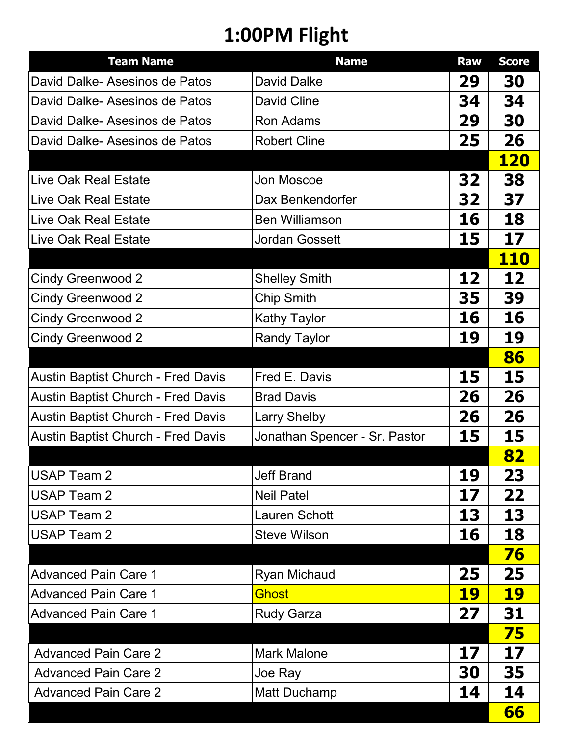# 1:00PM Flight

| Team Name | Name | Raw | Score |
|---|---|---|---|
| David Dalke- Asesinos de Patos | David Dalke | 29 | 30 |
| David Dalke- Asesinos de Patos | David Cline | 34 | 34 |
| David Dalke- Asesinos de Patos | Ron Adams | 29 | 30 |
| David Dalke- Asesinos de Patos | Robert Cline | 25 | 26 |
| | | | 120 |
| Live Oak Real Estate | Jon Moscoe | 32 | 38 |
| Live Oak Real Estate | Dax Benkendorfer | 32 | 37 |
| Live Oak Real Estate | Ben Williamson | 16 | 18 |
| Live Oak Real Estate | Jordan Gossett | 15 | 17 |
| | | | 110 |
| Cindy Greenwood 2 | Shelley Smith | 12 | 12 |
| Cindy Greenwood 2 | Chip Smith | 35 | 39 |
| Cindy Greenwood 2 | Kathy Taylor | 16 | 16 |
| Cindy Greenwood 2 | Randy Taylor | 19 | 19 |
| | | | 86 |
| Austin Baptist Church - Fred Davis | Fred E. Davis | 15 | 15 |
| Austin Baptist Church - Fred Davis | Brad Davis | 26 | 26 |
| Austin Baptist Church - Fred Davis | Larry Shelby | 26 | 26 |
| Austin Baptist Church - Fred Davis | Jonathan Spencer - Sr. Pastor | 15 | 15 |
| | | | 82 |
| USAP Team 2 | Jeff Brand | 19 | 23 |
| USAP Team 2 | Neil Patel | 17 | 22 |
| USAP Team 2 | Lauren Schott | 13 | 13 |
| USAP Team 2 | Steve Wilson | 16 | 18 |
| | | | 76 |
| Advanced Pain Care 1 | Ryan Michaud | 25 | 25 |
| Advanced Pain Care 1 | Ghost | 19 | 19 |
| Advanced Pain Care 1 | Rudy Garza | 27 | 31 |
| | | | 75 |
| Advanced Pain Care 2 | Mark Malone | 17 | 17 |
| Advanced Pain Care 2 | Joe Ray | 30 | 35 |
| Advanced Pain Care 2 | Matt Duchamp | 14 | 14 |
| | | | 66 |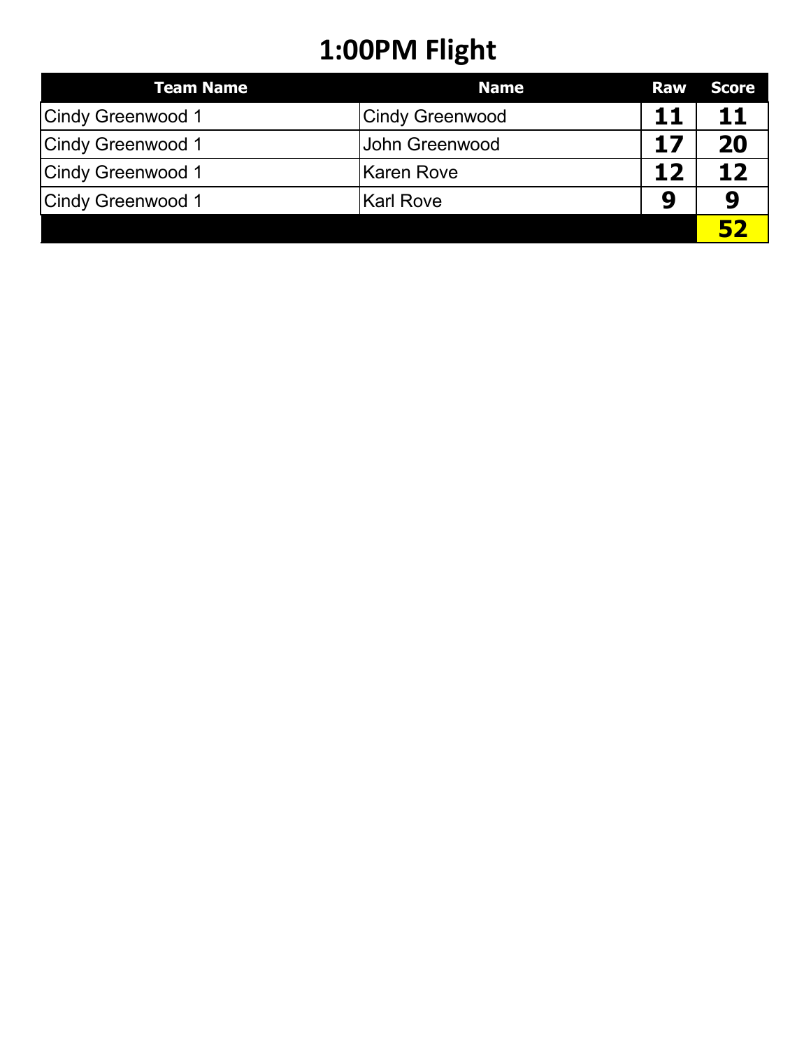# 1:00PM Flight

| Team Name | Name | Raw | Score |
|---|---|---|---|
| Cindy Greenwood 1 | Cindy Greenwood | **11** | **11** |
| Cindy Greenwood 1 | John Greenwood | **17** | **20** |
| Cindy Greenwood 1 | Karen Rove | **12** | **12** |
| Cindy Greenwood 1 | Karl Rove | **9** | **9** |
| | | | **52** |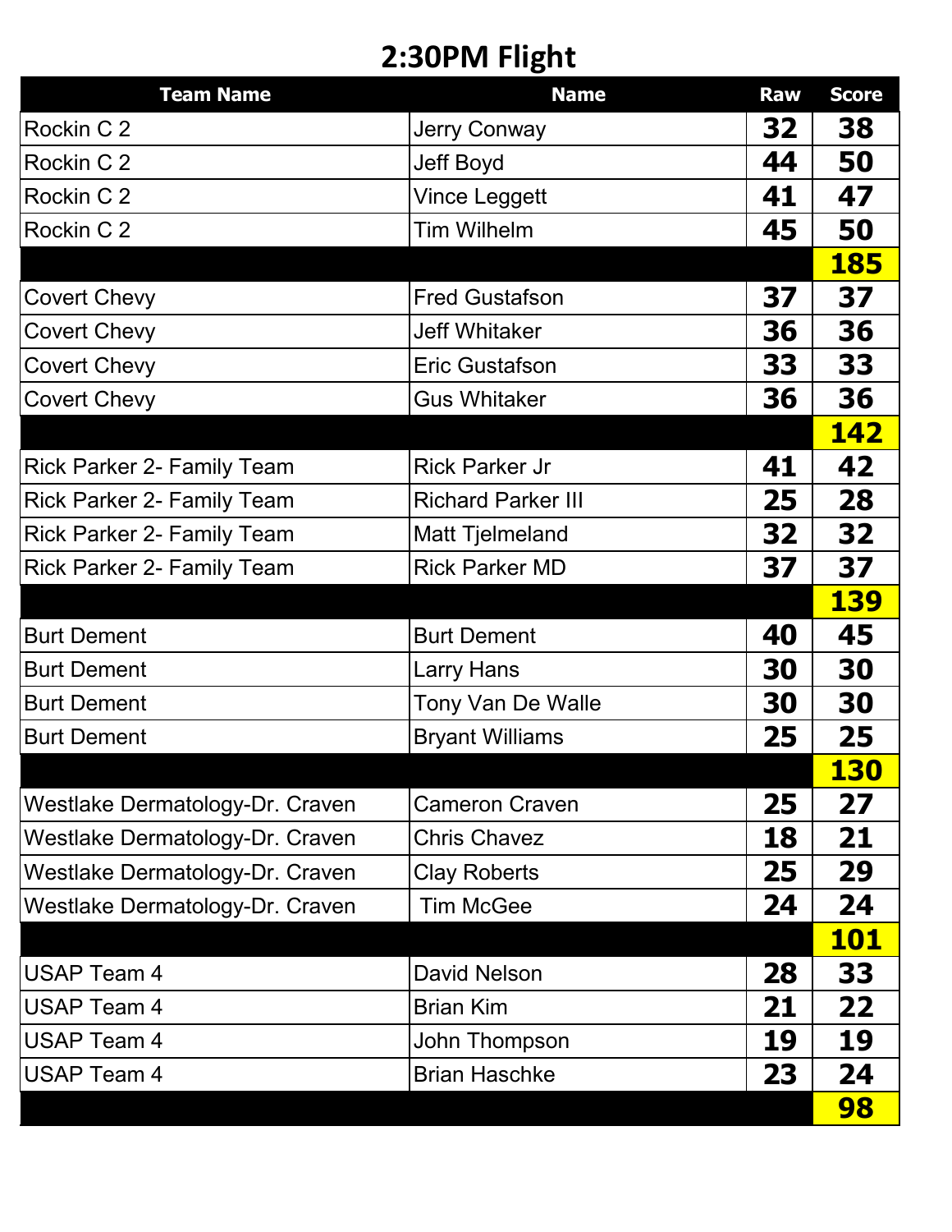# 2:30PM Flight

| Team Name | Name | Raw | Score |
|---|---|---|---|
| Rockin C 2 | Jerry Conway | 32 | 38 |
| Rockin C 2 | Jeff Boyd | 44 | 50 |
| Rockin C 2 | Vince Leggett | 41 | 47 |
| Rockin C 2 | Tim Wilhelm | 45 | 50 |
| | | | **185** |
| Covert Chevy | Fred Gustafson | 37 | 37 |
| Covert Chevy | Jeff Whitaker | 36 | 36 |
| Covert Chevy | Eric Gustafson | 33 | 33 |
| Covert Chevy | Gus Whitaker | 36 | 36 |
| | | | **142** |
| Rick Parker 2- Family Team | Rick Parker Jr | 41 | 42 |
| Rick Parker 2- Family Team | Richard Parker III | 25 | 28 |
| Rick Parker 2- Family Team | Matt Tjelmeland | 32 | 32 |
| Rick Parker 2- Family Team | Rick Parker MD | 37 | 37 |
| | | | **139** |
| Burt Dement | Burt Dement | 40 | 45 |
| Burt Dement | Larry Hans | 30 | 30 |
| Burt Dement | Tony Van De Walle | 30 | 30 |
| Burt Dement | Bryant Williams | 25 | 25 |
| | | | **130** |
| Westlake Dermatology-Dr. Craven | Cameron Craven | 25 | 27 |
| Westlake Dermatology-Dr. Craven | Chris Chavez | 18 | 21 |
| Westlake Dermatology-Dr. Craven | Clay Roberts | 25 | 29 |
| Westlake Dermatology-Dr. Craven | Tim McGee | 24 | 24 |
| | | | **101** |
| USAP Team 4 | David Nelson | 28 | 33 |
| USAP Team 4 | Brian Kim | 21 | 22 |
| USAP Team 4 | John Thompson | 19 | 19 |
| USAP Team 4 | Brian Haschke | 23 | 24 |
| | | | **98** |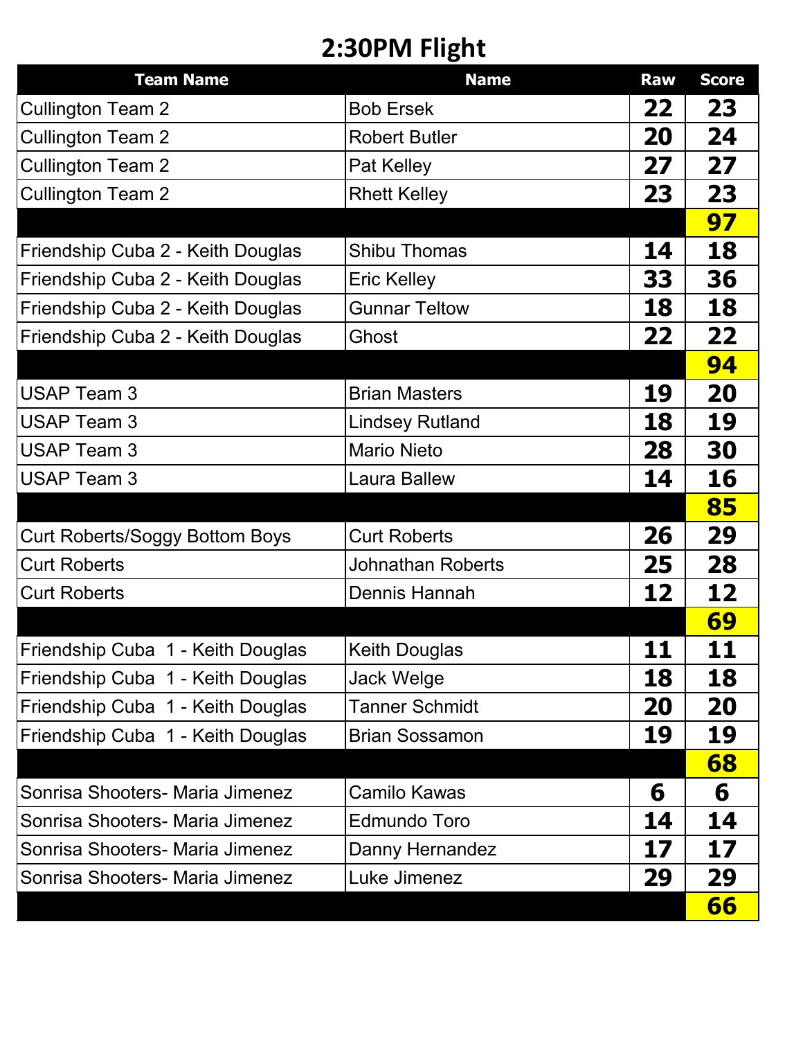# 2:30PM Flight

| Team Name | Name | Raw | Score |
|---|---|---|---|
| Cullington Team 2 | Bob Ersek | 22 | 23 |
| Cullington Team 2 | Robert Butler | 20 | 24 |
| Cullington Team 2 | Pat Kelley | 27 | 27 |
| Cullington Team 2 | Rhett Kelley | 23 | 23 |
| | | | **97** |
| Friendship Cuba 2 - Keith Douglas | Shibu Thomas | 14 | 18 |
| Friendship Cuba 2 - Keith Douglas | Eric Kelley | 33 | 36 |
| Friendship Cuba 2 - Keith Douglas | Gunnar Teltow | 18 | 18 |
| Friendship Cuba 2 - Keith Douglas | Ghost | 22 | 22 |
| | | | **94** |
| USAP Team 3 | Brian Masters | 19 | 20 |
| USAP Team 3 | Lindsey Rutland | 18 | 19 |
| USAP Team 3 | Mario Nieto | 28 | 30 |
| USAP Team 3 | Laura Ballew | 14 | 16 |
| | | | **85** |
| Curt Roberts/Soggy Bottom Boys | Curt Roberts | 26 | 29 |
| Curt Roberts | Johnathan Roberts | 25 | 28 |
| Curt Roberts | Dennis Hannah | 12 | 12 |
| | | | **69** |
| Friendship Cuba 1 - Keith Douglas | Keith Douglas | 11 | 11 |
| Friendship Cuba 1 - Keith Douglas | Jack Welge | 18 | 18 |
| Friendship Cuba 1 - Keith Douglas | Tanner Schmidt | 20 | 20 |
| Friendship Cuba 1 - Keith Douglas | Brian Sossamon | 19 | 19 |
| | | | **68** |
| Sonrisa Shooters- Maria Jimenez | Camilo Kawas | 6 | 6 |
| Sonrisa Shooters- Maria Jimenez | Edmundo Toro | 14 | 14 |
| Sonrisa Shooters- Maria Jimenez | Danny Hernandez | 17 | 17 |
| Sonrisa Shooters- Maria Jimenez | Luke Jimenez | 29 | 29 |
| | | | **66** |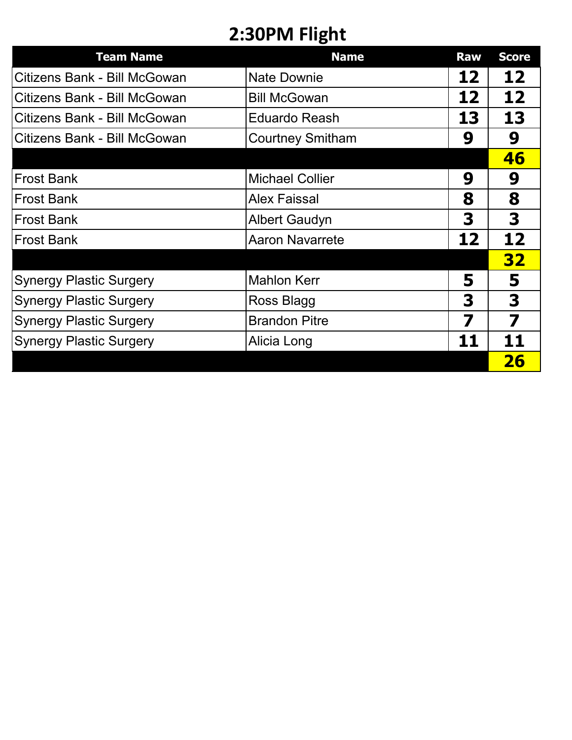# 2:30PM Flight

| Team Name | Name | Raw | Score |
|---|---|---|---|
| Citizens Bank - Bill McGowan | Nate Downie | 12 | 12 |
| Citizens Bank - Bill McGowan | Bill McGowan | 12 | 12 |
| Citizens Bank - Bill McGowan | Eduardo Reash | 13 | 13 |
| Citizens Bank - Bill McGowan | Courtney Smitham | 9 | 9 |
| | | | **46** |
| Frost Bank | Michael Collier | 9 | 9 |
| Frost Bank | Alex Faissal | 8 | 8 |
| Frost Bank | Albert Gaudyn | 3 | 3 |
| Frost Bank | Aaron Navarrete | 12 | 12 |
| | | | **32** |
| Synergy Plastic Surgery | Mahlon Kerr | 5 | 5 |
| Synergy Plastic Surgery | Ross Blagg | 3 | 3 |
| Synergy Plastic Surgery | Brandon Pitre | 7 | 7 |
| Synergy Plastic Surgery | Alicia Long | 11 | 11 |
| | | | **26** |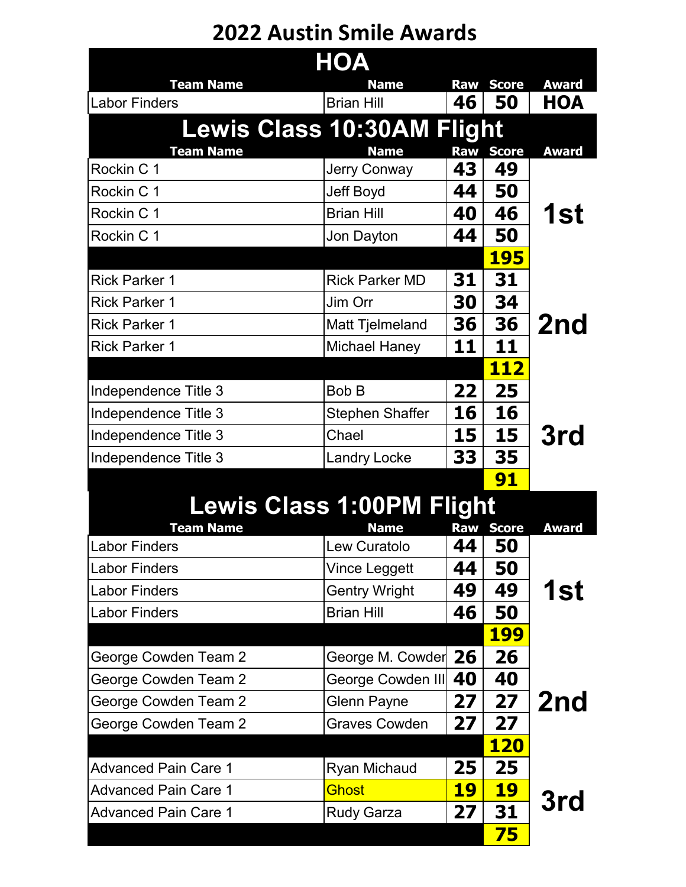# 2022 Austin Smile Awards

## HOA

| Team Name | Name | Raw | Score | Award |
|---|---|---|---|---|
| Labor Finders | Brian Hill | 46 | 50 | HOA |

## Lewis Class 10:30AM Flight

| Team Name | Name | Raw | Score | Award |
|---|---|---|---|---|
| Rockin C 1 | Jerry Conway | 43 | 49 | 1st |
| Rockin C 1 | Jeff Boyd | 44 | 50 | |
| Rockin C 1 | Brian Hill | 40 | 46 | |
| Rockin C 1 | Jon Dayton | 44 | 50 | |
| | | | **195** | |
| Rick Parker 1 | Rick Parker MD | 31 | 31 | 2nd |
| Rick Parker 1 | Jim Orr | 30 | 34 | |
| Rick Parker 1 | Matt Tjelmeland | 36 | 36 | |
| Rick Parker 1 | Michael Haney | 11 | 11 | |
| | | | **112** | |
| Independence Title 3 | Bob B | 22 | 25 | 3rd |
| Independence Title 3 | Stephen Shaffer | 16 | 16 | |
| Independence Title 3 | Chael | 15 | 15 | |
| Independence Title 3 | Landry Locke | 33 | 35 | |
| | | | **91** | |

## Lewis Class 1:00PM Flight

| Team Name | Name | Raw | Score | Award |
|---|---|---|---|---|
| Labor Finders | Lew Curatolo | 44 | 50 | 1st |
| Labor Finders | Vince Leggett | 44 | 50 | |
| Labor Finders | Gentry Wright | 49 | 49 | |
| Labor Finders | Brian Hill | 46 | 50 | |
| | | | **199** | |
| George Cowden Team 2 | George M. Cowder | 26 | 26 | 2nd |
| George Cowden Team 2 | George Cowden III | 40 | 40 | |
| George Cowden Team 2 | Glenn Payne | 27 | 27 | |
| George Cowden Team 2 | Graves Cowden | 27 | 27 | |
| | | | **120** | |
| Advanced Pain Care 1 | Ryan Michaud | 25 | 25 | 3rd |
| Advanced Pain Care 1 | Ghost | 19 | 19 | |
| Advanced Pain Care 1 | Rudy Garza | 27 | 31 | |
| | | | **75** | |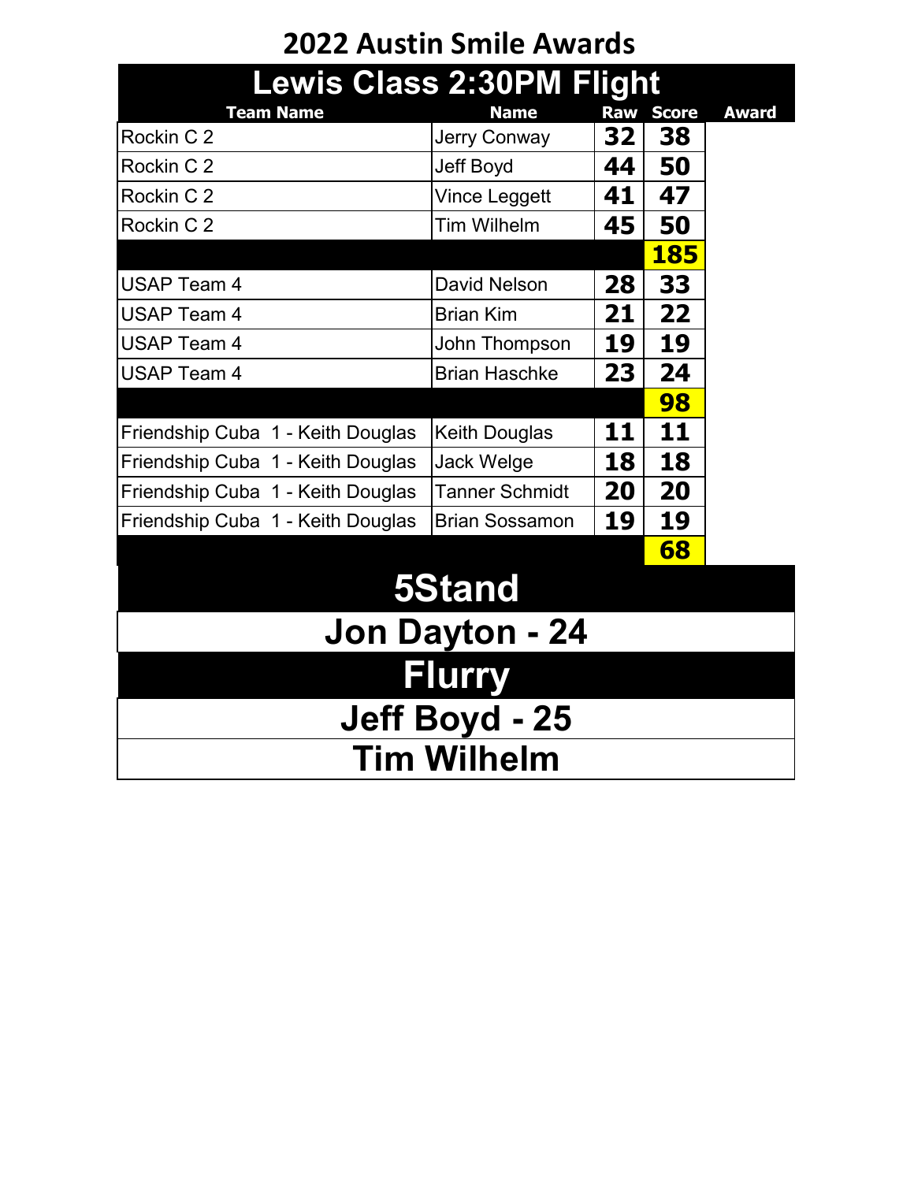# 2022 Austin Smile Awards

## Lewis Class 2:30PM Flight

| Team Name | Name | Raw | Score | Award |
|---|---|---|---|---|
| Rockin C 2 | Jerry Conway | 32 | 38 | |
| Rockin C 2 | Jeff Boyd | 44 | 50 | |
| Rockin C 2 | Vince Leggett | 41 | 47 | |
| Rockin C 2 | Tim Wilhelm | 45 | 50 | |
| | | | **185** | |
| USAP Team 4 | David Nelson | 28 | 33 | |
| USAP Team 4 | Brian Kim | 21 | 22 | |
| USAP Team 4 | John Thompson | 19 | 19 | |
| USAP Team 4 | Brian Haschke | 23 | 24 | |
| | | | **98** | |
| Friendship Cuba 1 - Keith Douglas | Keith Douglas | 11 | 11 | |
| Friendship Cuba 1 - Keith Douglas | Jack Welge | 18 | 18 | |
| Friendship Cuba 1 - Keith Douglas | Tanner Schmidt | 20 | 20 | |
| Friendship Cuba 1 - Keith Douglas | Brian Sossamon | 19 | 19 | |
| | | | **68** | |

## 5Stand

**Jon Dayton - 24**

## Flurry

**Jeff Boyd - 25**

**Tim Wilhelm**